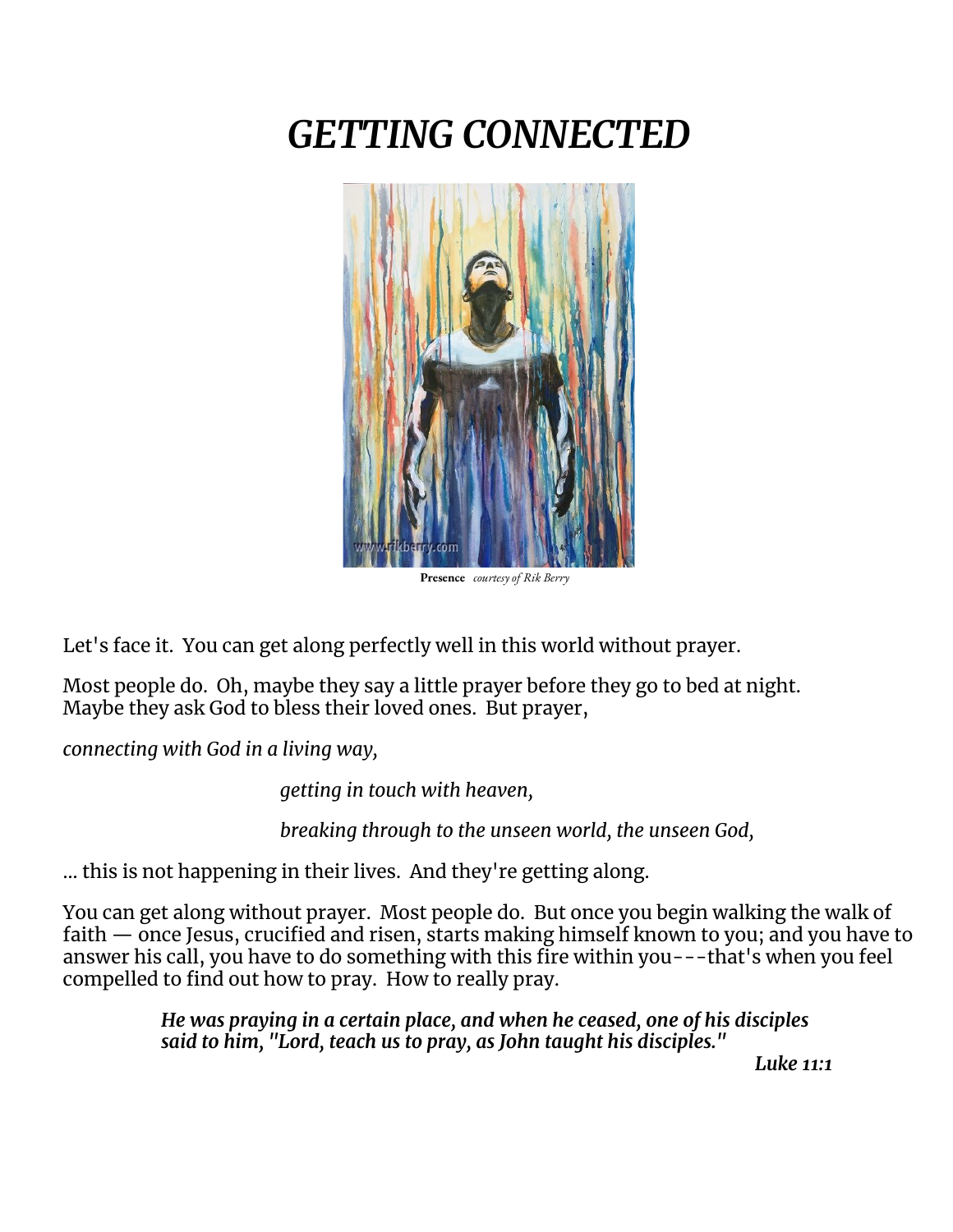# *GETTING CONNECTED*

**Presence** *courtesy of Rik Berry*

Let's face it. You can get along perfectly well in this world without prayer.

Most people do. Oh, maybe they say a little prayer before they go to bed at night. Maybe they ask God to bless their loved ones. But prayer,

*connecting with God in a living way,*

*getting in touch with heaven,*

*breaking through to the unseen world, the unseen God,*

... this is not happening in their lives. And they're getting along.

You can get along without prayer. Most people do. But once you begin walking the walk of faith — once Jesus, crucified and risen, starts making himself known to you; and you have to answer his call, you have to do something with this fire within you---that's when you feel compelled to find out how to pray. How to really pray.

> ***He was praying in a certain place, and when he ceased, one of his disciples said to him, "Lord, teach us to pray, as John taught his disciples."***
>
> ***Luke 11:1***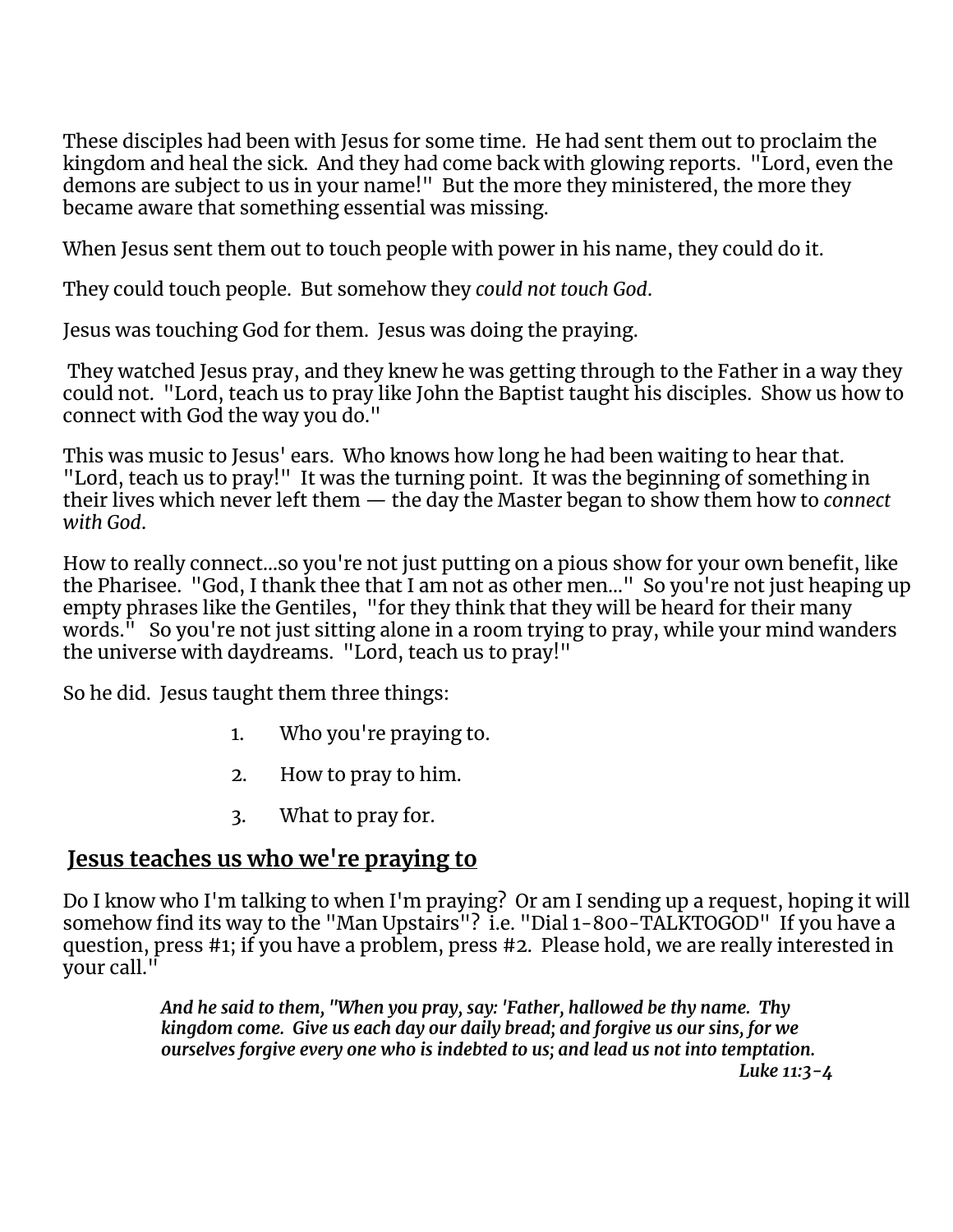These disciples had been with Jesus for some time. He had sent them out to proclaim the kingdom and heal the sick. And they had come back with glowing reports. "Lord, even the demons are subject to us in your name!" But the more they ministered, the more they became aware that something essential was missing.

When Jesus sent them out to touch people with power in his name, they could do it.

They could touch people. But somehow they *could not touch God*.

Jesus was touching God for them. Jesus was doing the praying.

They watched Jesus pray, and they knew he was getting through to the Father in a way they could not. "Lord, teach us to pray like John the Baptist taught his disciples. Show us how to connect with God the way you do."

This was music to Jesus' ears. Who knows how long he had been waiting to hear that. "Lord, teach us to pray!" It was the turning point. It was the beginning of something in their lives which never left them — the day the Master began to show them how to *connect with God*.

How to really connect...so you're not just putting on a pious show for your own benefit, like the Pharisee. "God, I thank thee that I am not as other men..." So you're not just heaping up empty phrases like the Gentiles, "for they think that they will be heard for their many words." So you're not just sitting alone in a room trying to pray, while your mind wanders the universe with daydreams. "Lord, teach us to pray!"

So he did. Jesus taught them three things:

1. Who you're praying to.
2. How to pray to him.
3. What to pray for.

## Jesus teaches us who we're praying to

Do I know who I'm talking to when I'm praying? Or am I sending up a request, hoping it will somehow find its way to the "Man Upstairs"? i.e. "Dial 1-800-TALKTOGOD" If you have a question, press #1; if you have a problem, press #2. Please hold, we are really interested in your call."

> ***And he said to them, "When you pray, say: 'Father, hallowed be thy name. Thy kingdom come. Give us each day our daily bread; and forgive us our sins, for we ourselves forgive every one who is indebted to us; and lead us not into temptation.***
>
> ***Luke 11:3-4***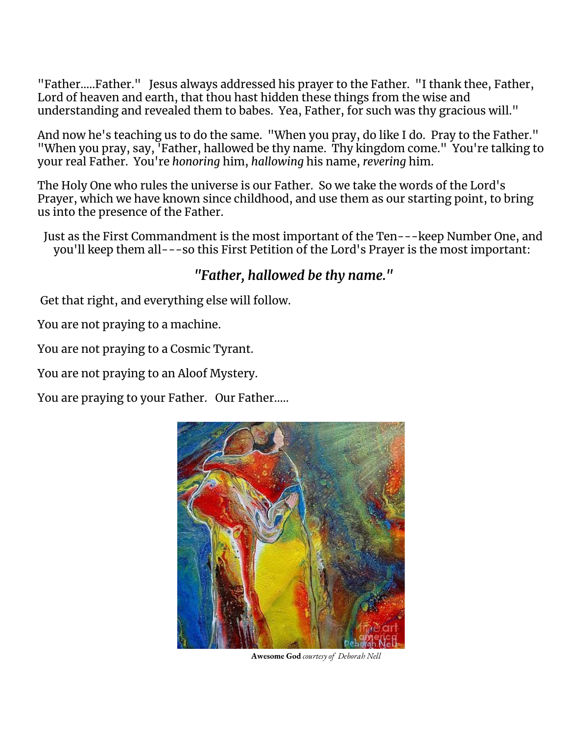"Father.....Father." Jesus always addressed his prayer to the Father. "I thank thee, Father, Lord of heaven and earth, that thou hast hidden these things from the wise and understanding and revealed them to babes. Yea, Father, for such was thy gracious will."

And now he's teaching us to do the same. "When you pray, do like I do. Pray to the Father." "When you pray, say, 'Father, hallowed be thy name. Thy kingdom come." You're talking to your real Father. You're *honoring* him, *hallowing* his name, *revering* him.

The Holy One who rules the universe is our Father. So we take the words of the Lord's Prayer, which we have known since childhood, and use them as our starting point, to bring us into the presence of the Father.

Just as the First Commandment is the most important of the Ten---keep Number One, and you'll keep them all---so this First Petition of the Lord's Prayer is the most important:

### *"Father, hallowed be thy name."*

Get that right, and everything else will follow.

You are not praying to a machine.

You are not praying to a Cosmic Tyrant.

You are not praying to an Aloof Mystery.

You are praying to your Father. Our Father.....

**Awesome God** *courtesy of Deborah Nell*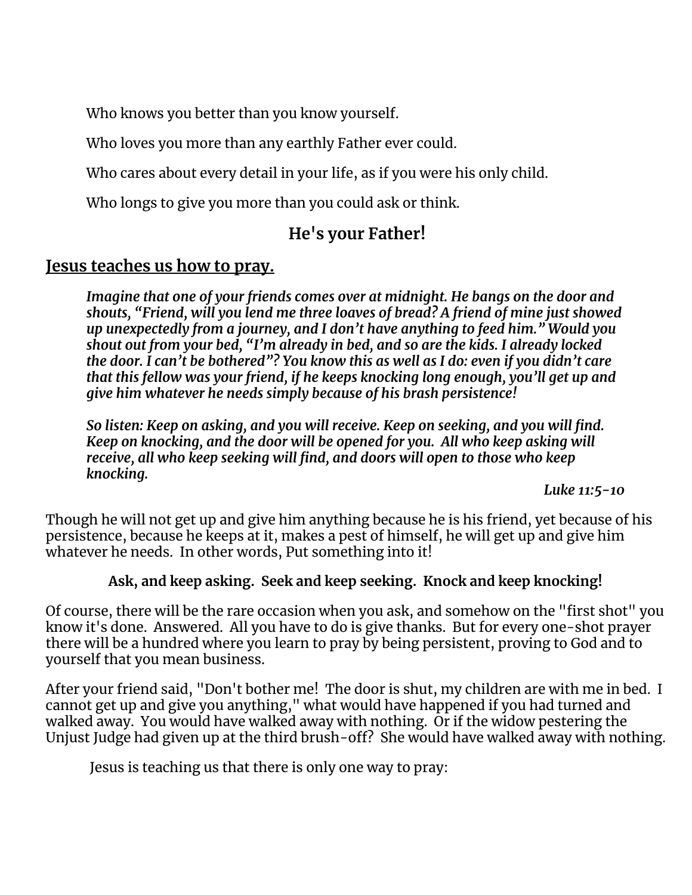Who knows you better than you know yourself.

Who loves you more than any earthly Father ever could.

Who cares about every detail in your life, as if you were his only child.

Who longs to give you more than you could ask or think.

**He's your Father!**

## Jesus teaches us how to pray.

> ***Imagine that one of your friends comes over at midnight. He bangs on the door and shouts, "Friend, will you lend me three loaves of bread? A friend of mine just showed up unexpectedly from a journey, and I don't have anything to feed him." Would you shout out from your bed, "I'm already in bed, and so are the kids. I already locked the door. I can't be bothered"? You know this as well as I do: even if you didn't care that this fellow was your friend, if he keeps knocking long enough, you'll get up and give him whatever he needs simply because of his brash persistence!***
>
> ***So listen: Keep on asking, and you will receive. Keep on seeking, and you will find. Keep on knocking, and the door will be opened for you. All who keep asking will receive, all who keep seeking will find, and doors will open to those who keep knocking.***
>
> *Luke 11:5-10*

Though he will not get up and give him anything because he is his friend, yet because of his persistence, because he keeps at it, makes a pest of himself, he will get up and give him whatever he needs. In other words, Put something into it!

**Ask, and keep asking. Seek and keep seeking. Knock and keep knocking!**

Of course, there will be the rare occasion when you ask, and somehow on the "first shot" you know it's done. Answered. All you have to do is give thanks. But for every one-shot prayer there will be a hundred where you learn to pray by being persistent, proving to God and to yourself that you mean business.

After your friend said, "Don't bother me! The door is shut, my children are with me in bed. I cannot get up and give you anything," what would have happened if you had turned and walked away. You would have walked away with nothing. Or if the widow pestering the Unjust Judge had given up at the third brush-off? She would have walked away with nothing.

Jesus is teaching us that there is only one way to pray: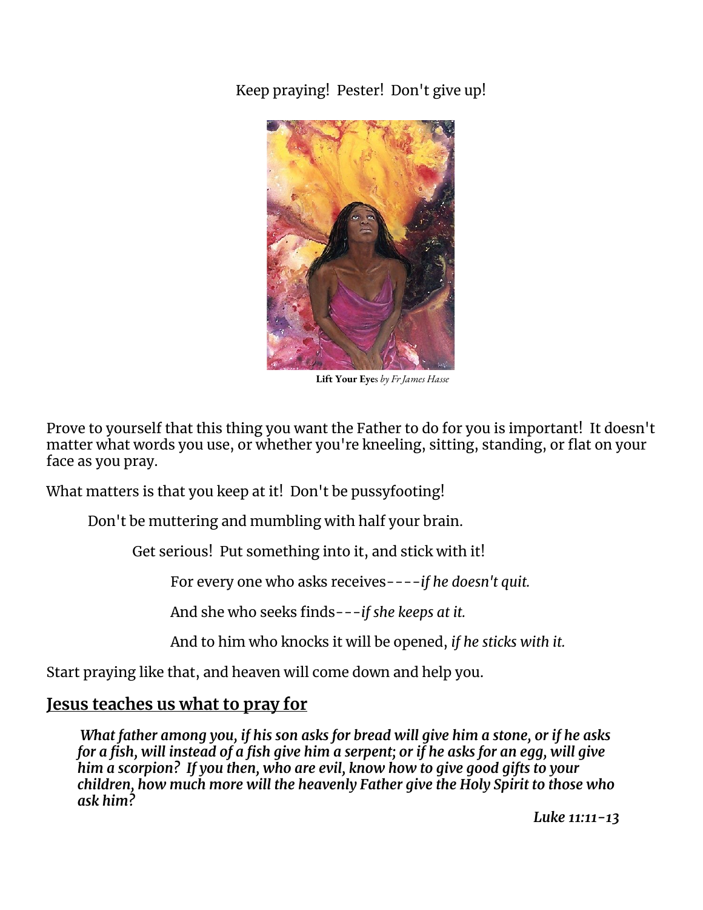Keep praying!  Pester!  Don't give up!

**Lift Your Eyes** *by Fr James Hasse*

Prove to yourself that this thing you want the Father to do for you is important!  It doesn't matter what words you use, or whether you're kneeling, sitting, standing, or flat on your face as you pray.

What matters is that you keep at it!  Don't be pussyfooting!

Don't be muttering and mumbling with half your brain.

Get serious!  Put something into it, and stick with it!

For every one who asks receives----*if he doesn't quit.*

And she who seeks finds---*if she keeps at it.*

And to him who knocks it will be opened, *if he sticks with it.*

Start praying like that, and heaven will come down and help you.

## Jesus teaches us what to pray for

> ***What father among you, if his son asks for bread will give him a stone, or if he asks for a fish, will instead of a fish give him a serpent; or if he asks for an egg, will give him a scorpion?  If you then, who are evil, know how to give good gifts to your children, how much more will the heavenly Father give the Holy Spirit to those who ask him?***
>
> ***Luke 11:11-13***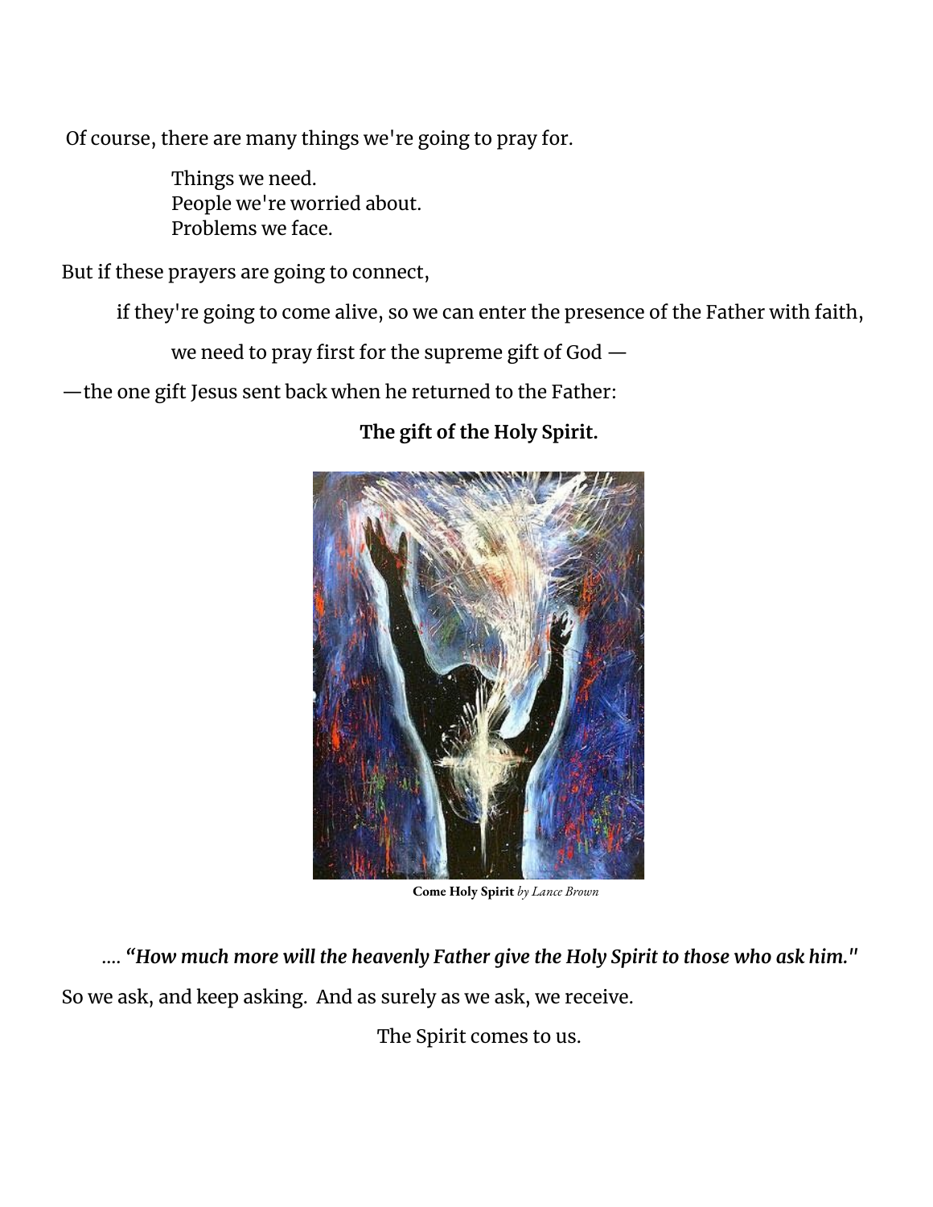Of course, there are many things we're going to pray for.

Things we need.
People we're worried about.
Problems we face.

But if these prayers are going to connect,

if they're going to come alive, so we can enter the presence of the Father with faith,

we need to pray first for the supreme gift of God —

—the one gift Jesus sent back when he returned to the Father:

**The gift of the Holy Spirit.**

**Come Holy Spirit** *by Lance Brown*

…. ***"How much more will the heavenly Father give the Holy Spirit to those who ask him."***

So we ask, and keep asking. And as surely as we ask, we receive.

The Spirit comes to us.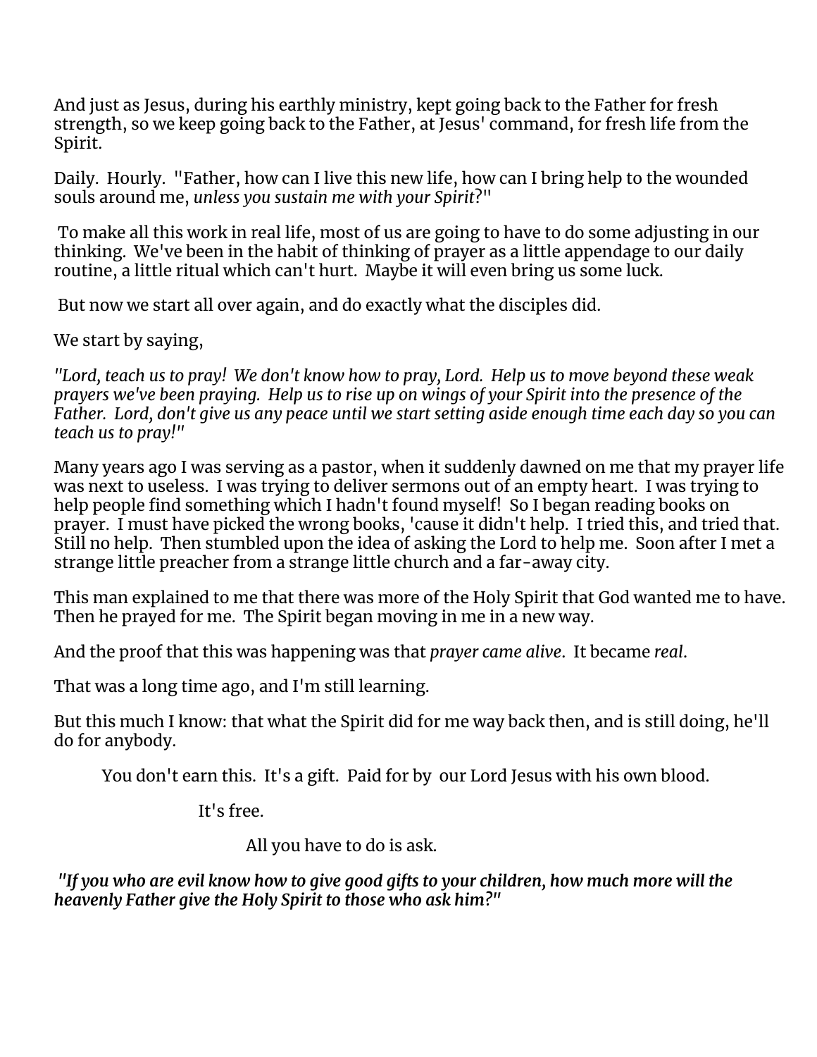And just as Jesus, during his earthly ministry, kept going back to the Father for fresh strength, so we keep going back to the Father, at Jesus' command, for fresh life from the Spirit.

Daily. Hourly. "Father, how can I live this new life, how can I bring help to the wounded souls around me, *unless you sustain me with your Spirit*?"

To make all this work in real life, most of us are going to have to do some adjusting in our thinking. We've been in the habit of thinking of prayer as a little appendage to our daily routine, a little ritual which can't hurt. Maybe it will even bring us some luck.

But now we start all over again, and do exactly what the disciples did.

We start by saying,

*"Lord, teach us to pray! We don't know how to pray, Lord. Help us to move beyond these weak prayers we've been praying. Help us to rise up on wings of your Spirit into the presence of the Father. Lord, don't give us any peace until we start setting aside enough time each day so you can teach us to pray!"*

Many years ago I was serving as a pastor, when it suddenly dawned on me that my prayer life was next to useless. I was trying to deliver sermons out of an empty heart. I was trying to help people find something which I hadn't found myself! So I began reading books on prayer. I must have picked the wrong books, 'cause it didn't help. I tried this, and tried that. Still no help. Then stumbled upon the idea of asking the Lord to help me. Soon after I met a strange little preacher from a strange little church and a far-away city.

This man explained to me that there was more of the Holy Spirit that God wanted me to have. Then he prayed for me. The Spirit began moving in me in a new way.

And the proof that this was happening was that *prayer came alive*. It became *real*.

That was a long time ago, and I'm still learning.

But this much I know: that what the Spirit did for me way back then, and is still doing, he'll do for anybody.

You don't earn this. It's a gift. Paid for by our Lord Jesus with his own blood.

It's free.

All you have to do is ask.

***"If you who are evil know how to give good gifts to your children, how much more will the heavenly Father give the Holy Spirit to those who ask him?"***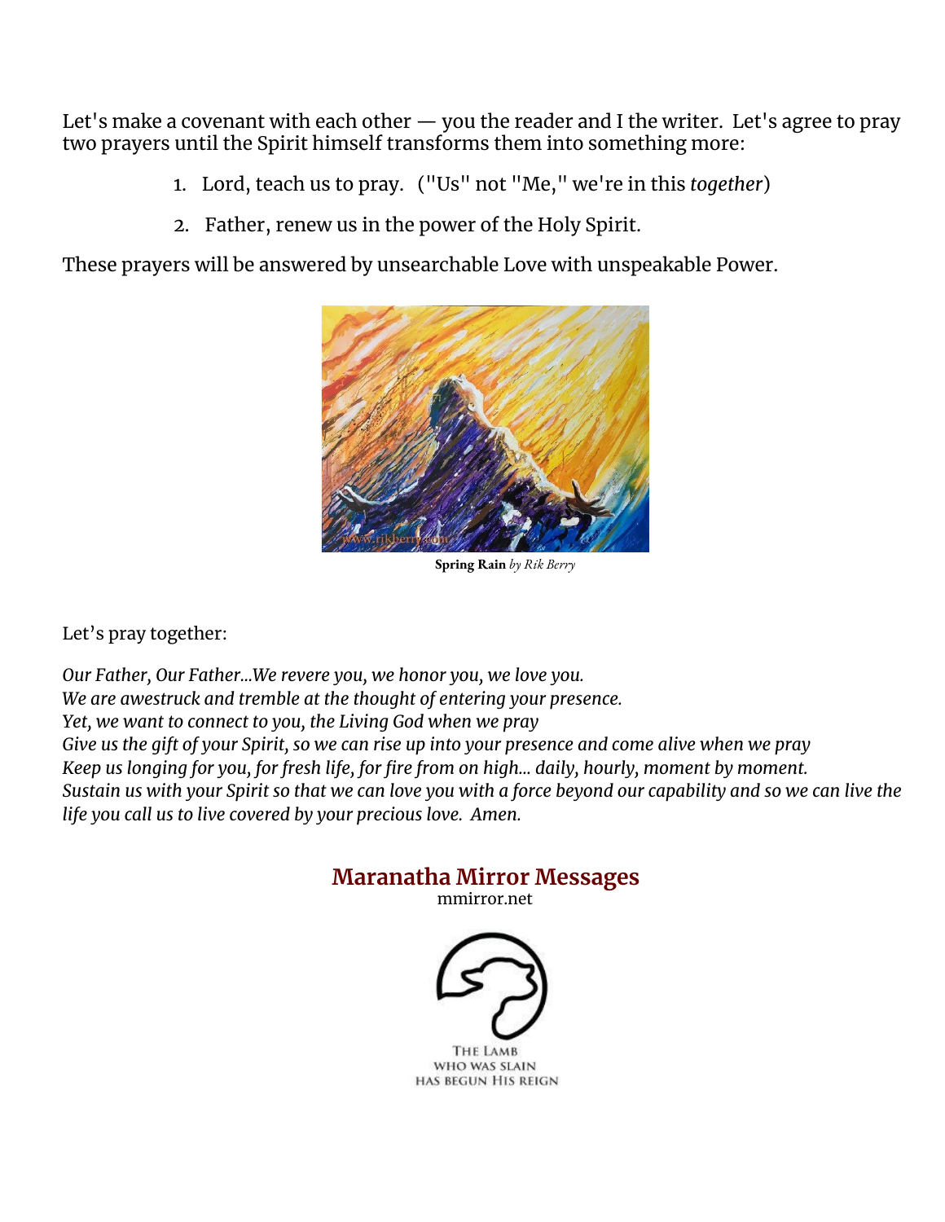Let's make a covenant with each other — you the reader and I the writer. Let's agree to pray two prayers until the Spirit himself transforms them into something more:

1. Lord, teach us to pray. ("Us" not "Me," we're in this *together*)
2. Father, renew us in the power of the Holy Spirit.

These prayers will be answered by unsearchable Love with unspeakable Power.

**Spring Rain** *by Rik Berry*

Let's pray together:

*Our Father, Our Father...We revere you, we honor you, we love you.*
*We are awestruck and tremble at the thought of entering your presence.*
*Yet, we want to connect to you, the Living God when we pray*
*Give us the gift of your Spirit, so we can rise up into your presence and come alive when we pray*
*Keep us longing for you, for fresh life, for fire from on high... daily, hourly, moment by moment.*
*Sustain us with your Spirit so that we can love you with a force beyond our capability and so we can live the life you call us to live covered by your precious love. Amen.*

## Maranatha Mirror Messages

mmirror.net

The Lamb
who was slain
has begun His reign